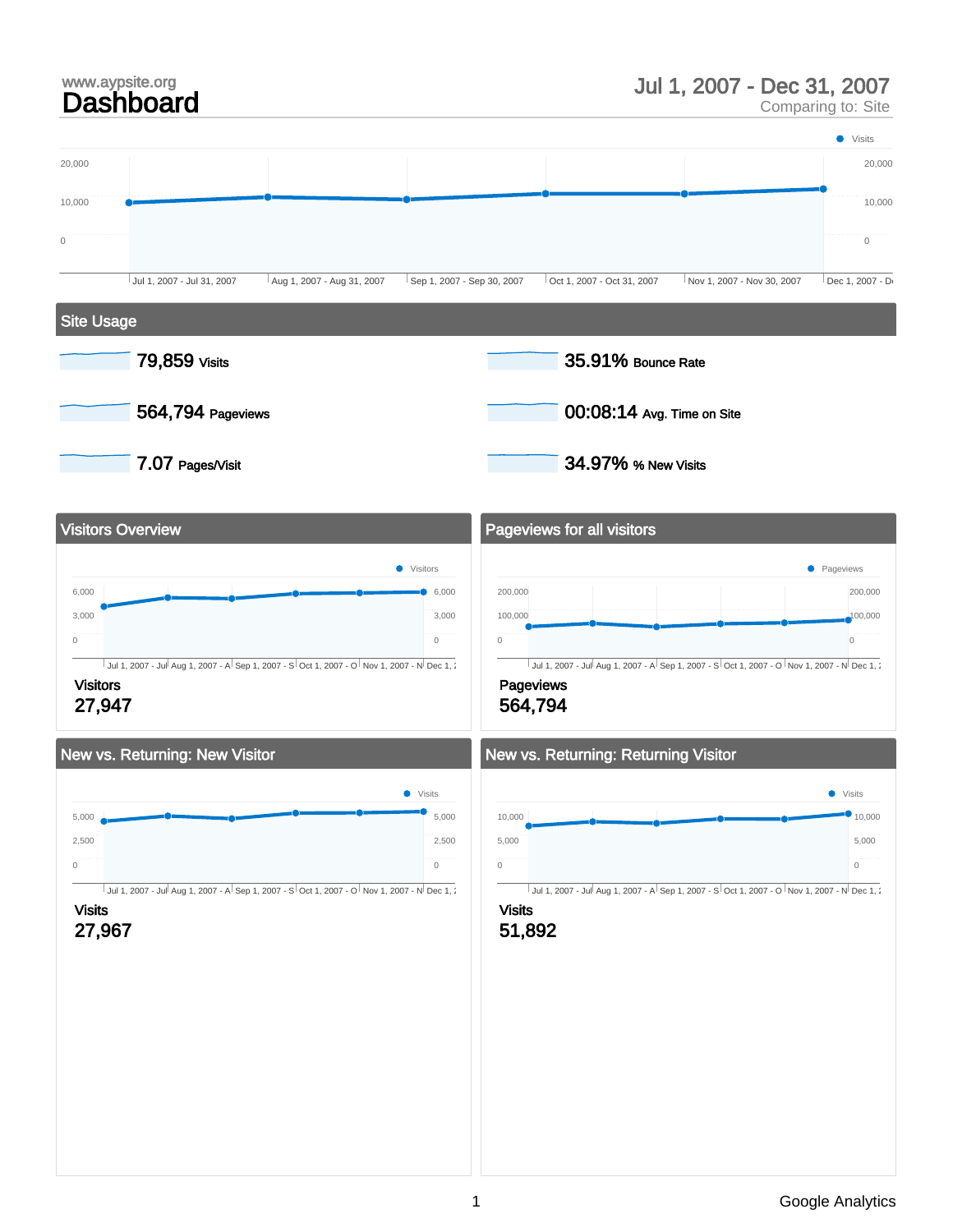www.aypsite.org

# Dashboard

Jul 1, 2007 - Dec 31, 2007
Comparing to: Site

## Site Usage

79,859 Visits

35.91% Bounce Rate

564,794 Pageviews

00:08:14 Avg. Time on Site

7.07 Pages/Visit

34.97% % New Visits

## Visitors Overview

Visitors
27,947

## Pageviews for all visitors

Pageviews
564,794

## New vs. Returning: New Visitor

Visits
27,967

## New vs. Returning: Returning Visitor

Visits
51,892

Google Analytics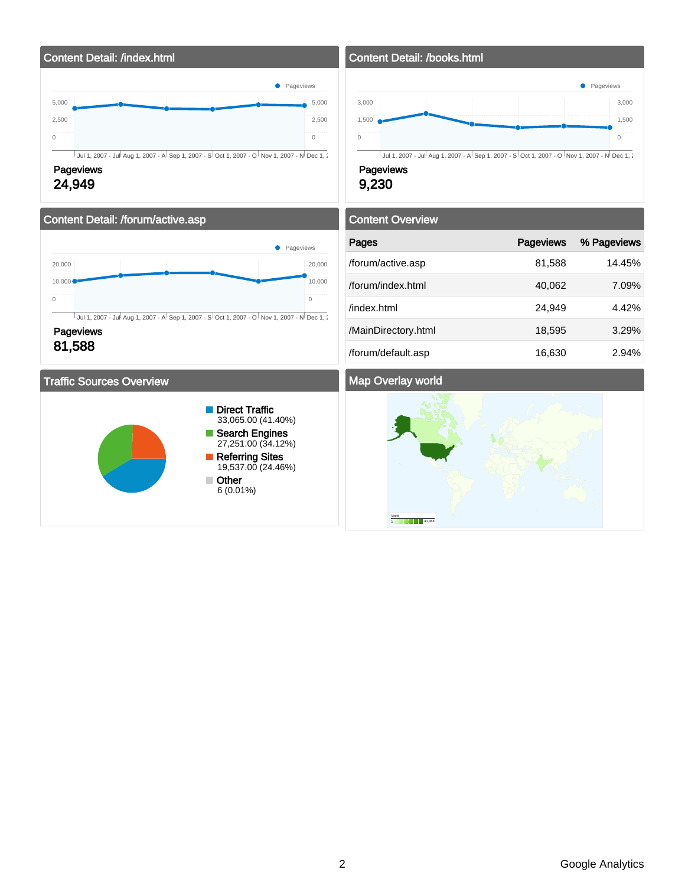## Content Detail: /index.html

Pageviews

5,000 / 2,500 / 0

Jul 1, 2007 - Jul | Aug 1, 2007 - A | Sep 1, 2007 - S | Oct 1, 2007 - O | Nov 1, 2007 - N | Dec 1, 2

**Pageviews**
**24,949**

## Content Detail: /books.html

Pageviews

3,000 / 1,500 / 0

Jul 1, 2007 - Jul | Aug 1, 2007 - A | Sep 1, 2007 - S | Oct 1, 2007 - O | Nov 1, 2007 - N | Dec 1, 2

**Pageviews**
**9,230**

## Content Detail: /forum/active.asp

Pageviews

20,000 / 10,000 / 0

Jul 1, 2007 - Jul | Aug 1, 2007 - A | Sep 1, 2007 - S | Oct 1, 2007 - O | Nov 1, 2007 - N | Dec 1, 2

**Pageviews**
**81,588**

## Content Overview

| Pages | Pageviews | % Pageviews |
|---|---|---|
| /forum/active.asp | 81,588 | 14.45% |
| /forum/index.html | 40,062 | 7.09% |
| /index.html | 24,949 | 4.42% |
| /MainDirectory.html | 18,595 | 3.29% |
| /forum/default.asp | 16,630 | 2.94% |

## Traffic Sources Overview

- **Direct Traffic**
  33,065.00 (41.40%)
- **Search Engines**
  27,251.00 (34.12%)
- **Referring Sites**
  19,537.00 (24.46%)
- **Other**
  6 (0.01%)

## Map Overlay world

Visits
1 – 41,388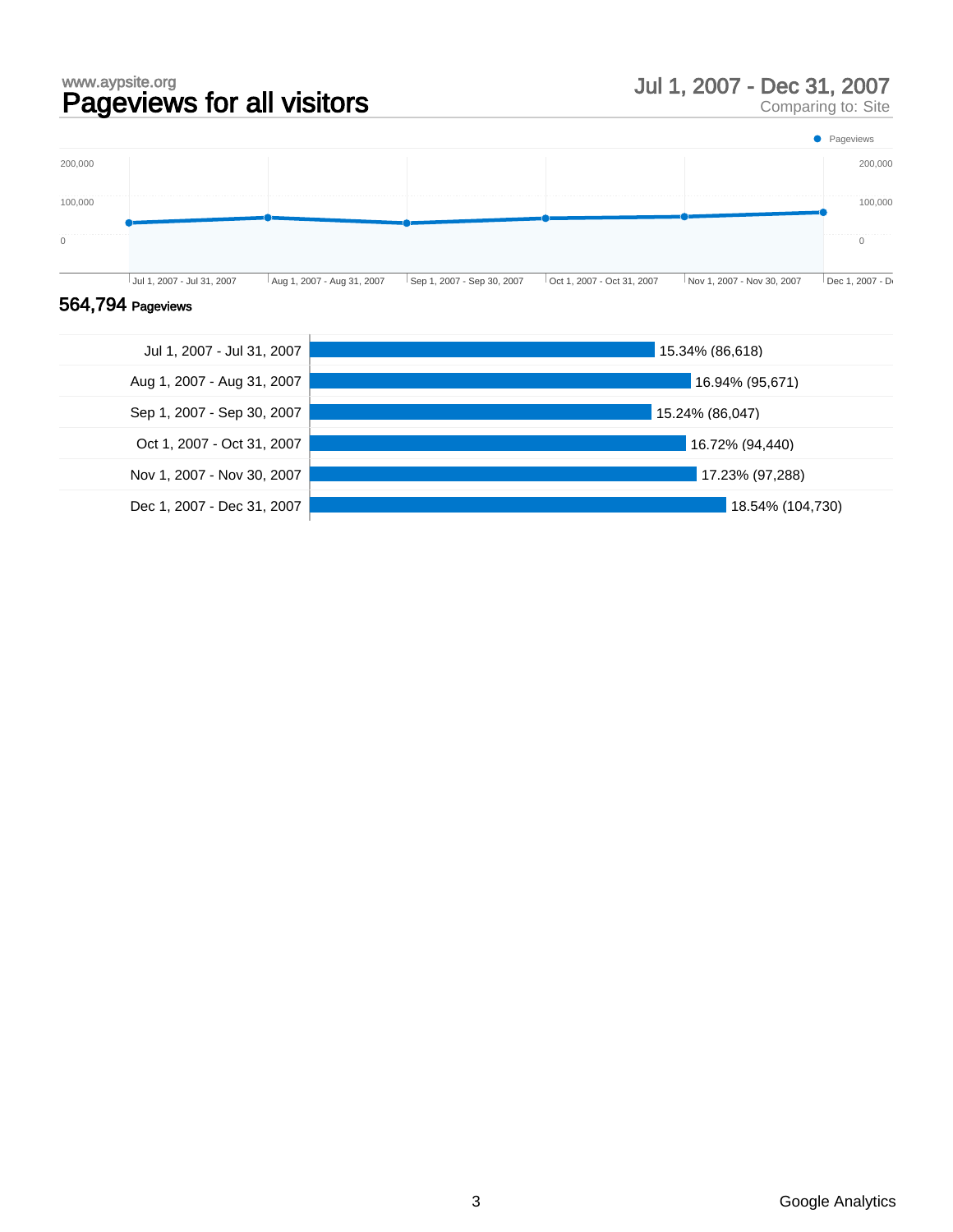www.aypsite.org

# Pageviews for all visitors

## Jul 1, 2007 - Dec 31, 2007

Comparing to: Site

**564,794** Pageviews

| Period | Pageviews |
|---|---|
| Jul 1, 2007 - Jul 31, 2007 | 15.34% (86,618) |
| Aug 1, 2007 - Aug 31, 2007 | 16.94% (95,671) |
| Sep 1, 2007 - Sep 30, 2007 | 15.24% (86,047) |
| Oct 1, 2007 - Oct 31, 2007 | 16.72% (94,440) |
| Nov 1, 2007 - Nov 30, 2007 | 17.23% (97,288) |
| Dec 1, 2007 - Dec 31, 2007 | 18.54% (104,730) |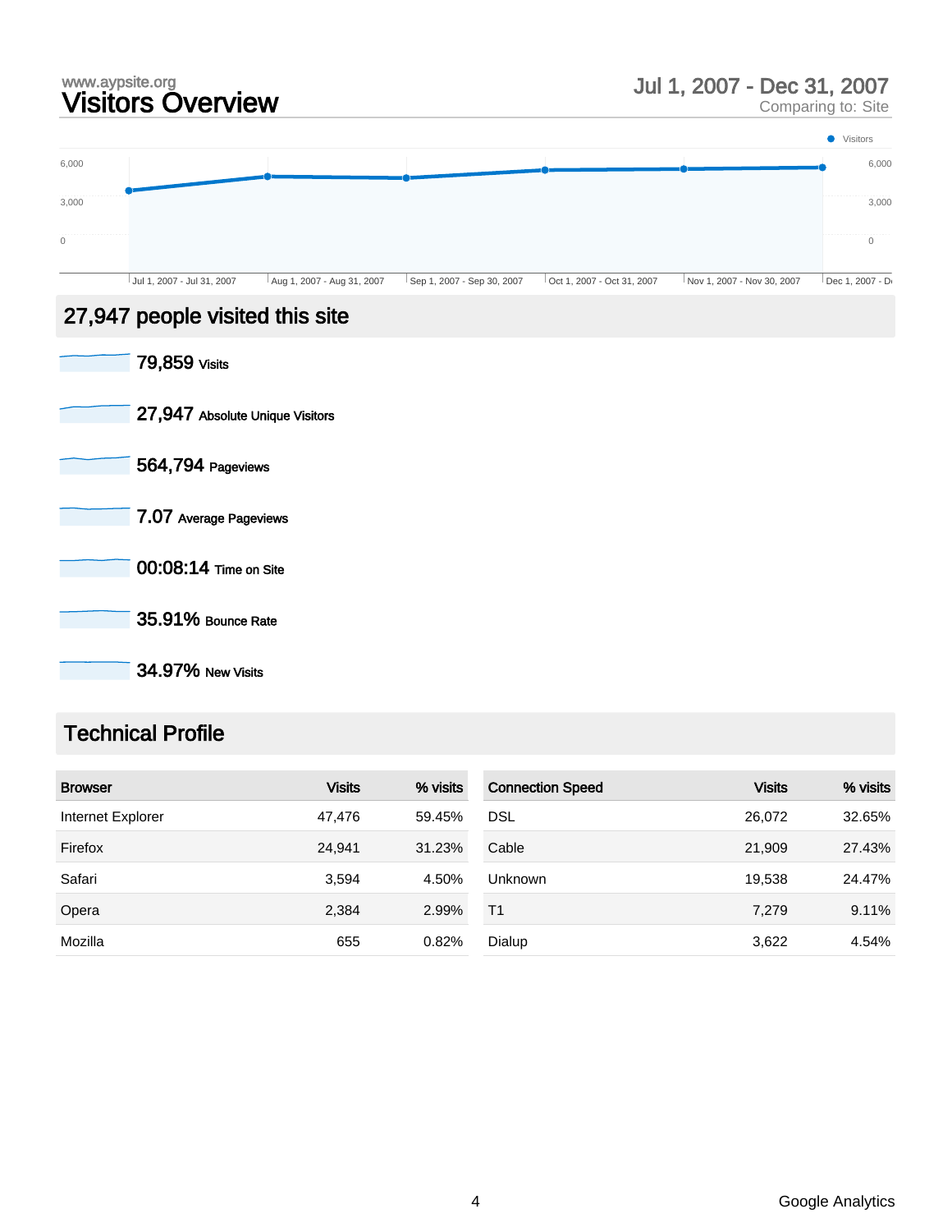www.aypsite.org

# Visitors Overview

Jul 1, 2007 - Dec 31, 2007
Comparing to: Site

## 27,947 people visited this site

**79,859** Visits

**27,947** Absolute Unique Visitors

**564,794** Pageviews

**7.07** Average Pageviews

**00:08:14** Time on Site

**35.91%** Bounce Rate

**34.97%** New Visits

## Technical Profile

| Browser | Visits | % visits |
|---|---|---|
| Internet Explorer | 47,476 | 59.45% |
| Firefox | 24,941 | 31.23% |
| Safari | 3,594 | 4.50% |
| Opera | 2,384 | 2.99% |
| Mozilla | 655 | 0.82% |

| Connection Speed | Visits | % visits |
|---|---|---|
| DSL | 26,072 | 32.65% |
| Cable | 21,909 | 27.43% |
| Unknown | 19,538 | 24.47% |
| T1 | 7,279 | 9.11% |
| Dialup | 3,622 | 4.54% |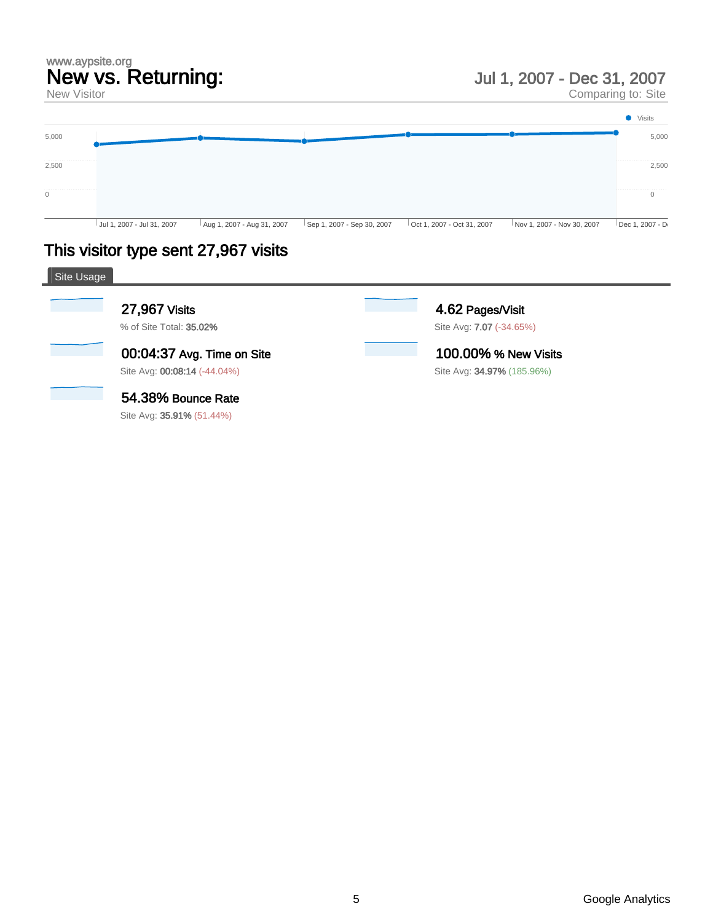www.aypsite.org

# New vs. Returning:

New Visitor

Jul 1, 2007 - Dec 31, 2007

Comparing to: Site

Visits

5,000 | 2,500 | 0

Jul 1, 2007 - Jul 31, 2007 | Aug 1, 2007 - Aug 31, 2007 | Sep 1, 2007 - Sep 30, 2007 | Oct 1, 2007 - Oct 31, 2007 | Nov 1, 2007 - Nov 30, 2007 | Dec 1, 2007 - De

## This visitor type sent 27,967 visits

Site Usage

**27,967** Visits
% of Site Total: **35.02%**

**4.62** Pages/Visit
Site Avg: **7.07** (-34.65%)

**00:04:37** Avg. Time on Site
Site Avg: **00:08:14** (-44.04%)

**100.00%** % New Visits
Site Avg: **34.97%** (185.96%)

**54.38%** Bounce Rate
Site Avg: **35.91%** (51.44%)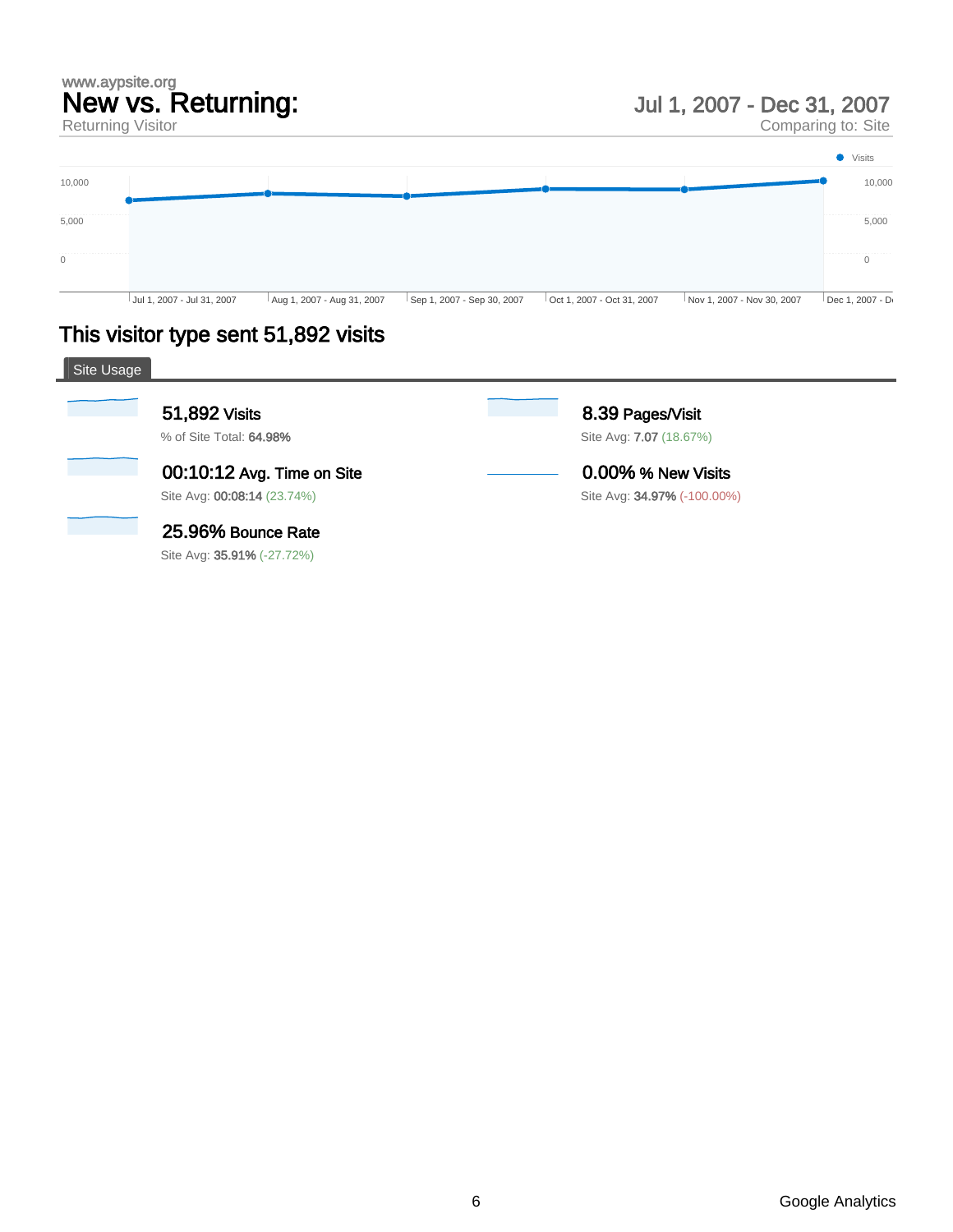www.aypsite.org

# New vs. Returning:

Returning Visitor

Jul 1, 2007 - Dec 31, 2007

Comparing to: Site

Visits

10,000

5,000

0

Jul 1, 2007 - Jul 31, 2007 | Aug 1, 2007 - Aug 31, 2007 | Sep 1, 2007 - Sep 30, 2007 | Oct 1, 2007 - Oct 31, 2007 | Nov 1, 2007 - Nov 30, 2007 | Dec 1, 2007 - D

## This visitor type sent 51,892 visits

Site Usage

**51,892** Visits

% of Site Total: **64.98%**

**8.39** Pages/Visit

Site Avg: **7.07** (18.67%)

**00:10:12** Avg. Time on Site

Site Avg: **00:08:14** (23.74%)

**0.00%** % New Visits

Site Avg: **34.97%** (-100.00%)

**25.96%** Bounce Rate

Site Avg: **35.91%** (-27.72%)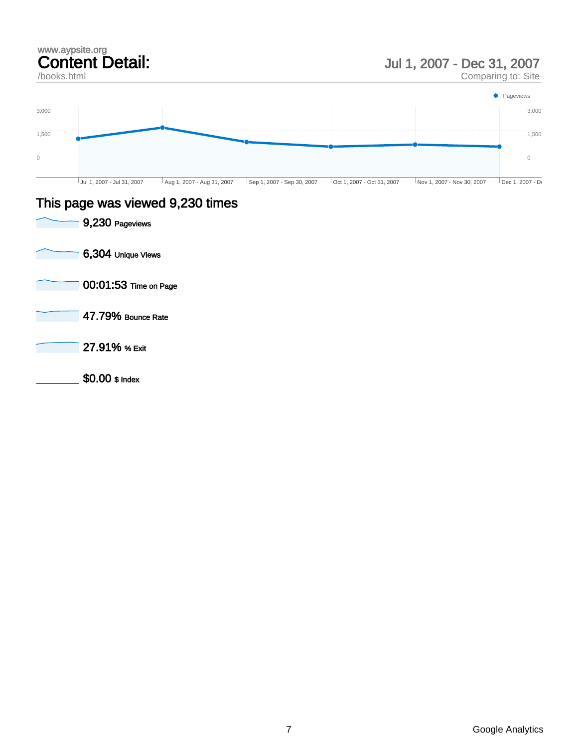www.aypsite.org

# Content Detail:

/books.html

Jul 1, 2007 - Dec 31, 2007

Comparing to: Site

Pageviews

3,000

1,500

0

Jul 1, 2007 - Jul 31, 2007 | Aug 1, 2007 - Aug 31, 2007 | Sep 1, 2007 - Sep 30, 2007 | Oct 1, 2007 - Oct 31, 2007 | Nov 1, 2007 - Nov 30, 2007 | Dec 1, 2007 - D

## This page was viewed 9,230 times

**9,230** Pageviews

**6,304** Unique Views

**00:01:53** Time on Page

**47.79%** Bounce Rate

**27.91%** % Exit

**$0.00** $ Index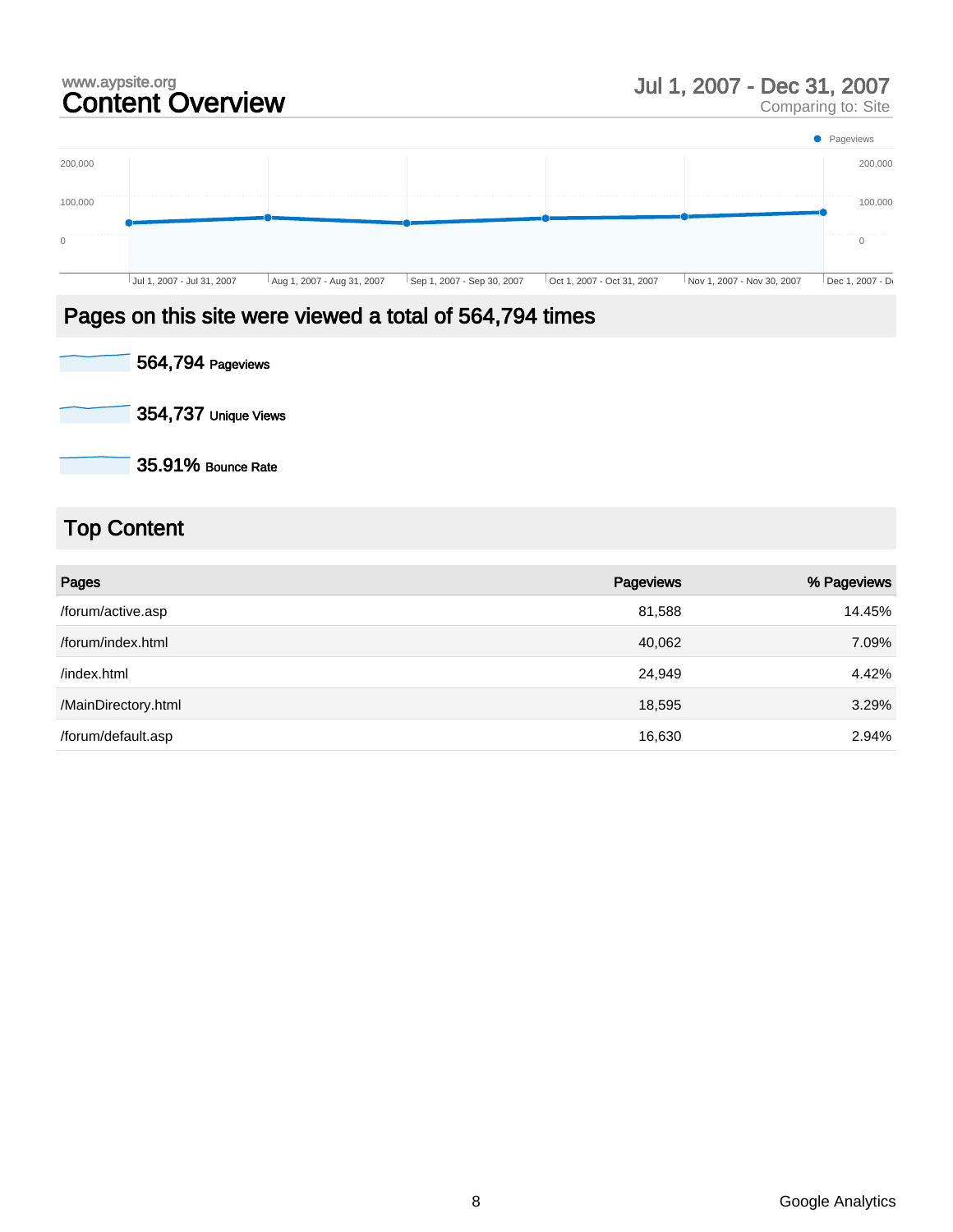www.aypsite.org

# Content Overview

Jul 1, 2007 - Dec 31, 2007
Comparing to: Site

## Pages on this site were viewed a total of 564,794 times

564,794 Pageviews

354,737 Unique Views

35.91% Bounce Rate

## Top Content

| Pages | Pageviews | % Pageviews |
|---|---|---|
| /forum/active.asp | 81,588 | 14.45% |
| /forum/index.html | 40,062 | 7.09% |
| /index.html | 24,949 | 4.42% |
| /MainDirectory.html | 18,595 | 3.29% |
| /forum/default.asp | 16,630 | 2.94% |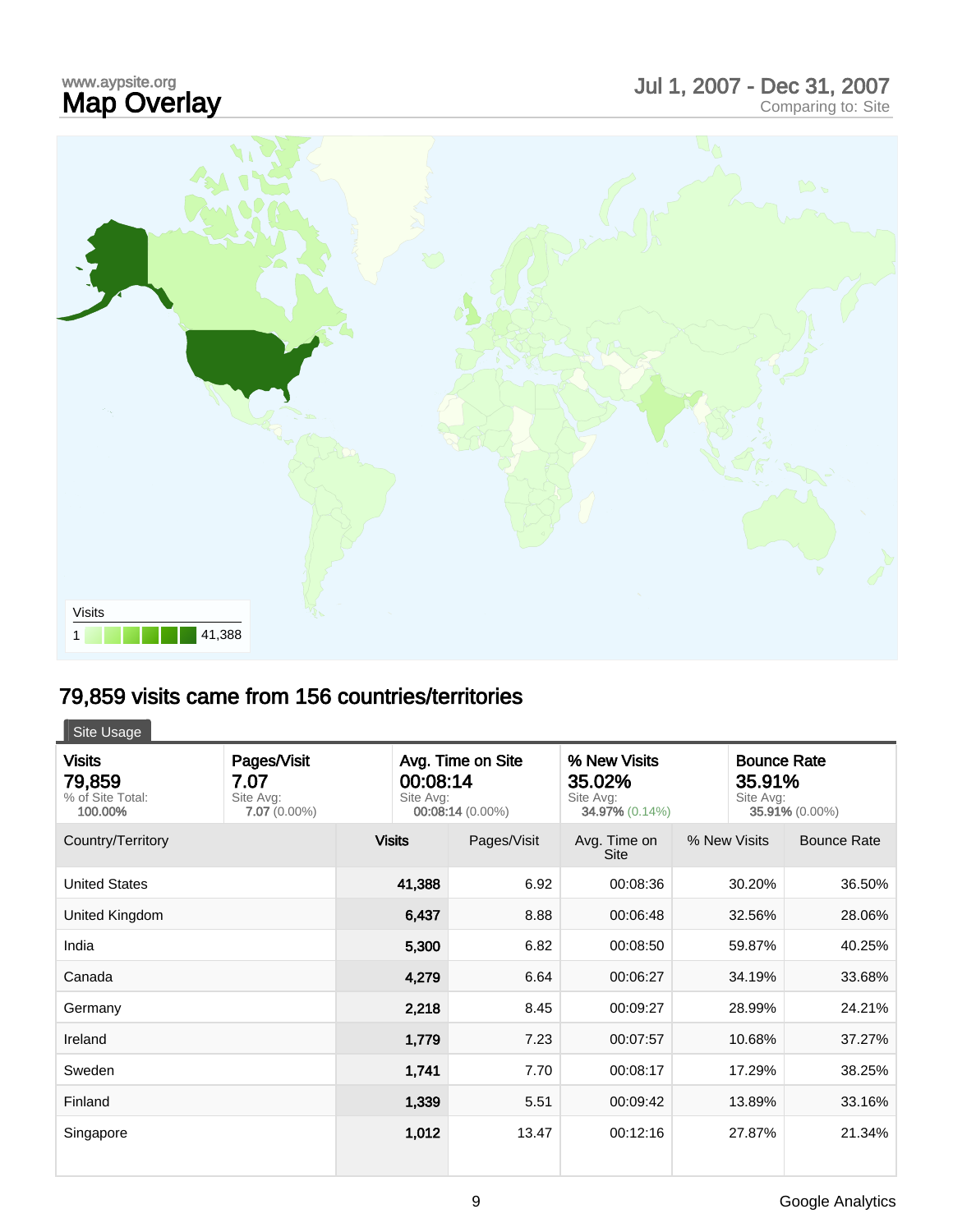www.aypsite.org

# Map Overlay

Jul 1, 2007 - Dec 31, 2007
Comparing to: Site

Visits
1 41,388

## 79,859 visits came from 156 countries/territories

Site Usage

| Visits | Pages/Visit | Avg. Time on Site | % New Visits | Bounce Rate |
|---|---|---|---|---|
| **79,859** | **7.07** | **00:08:14** | **35.02%** | **35.91%** |
| % of Site Total: **100.00%** | Site Avg: **7.07** (0.00%) | Site Avg: **00:08:14** (0.00%) | Site Avg: **34.97%** (0.14%) | Site Avg: **35.91%** (0.00%) |

| Country/Territory | Visits | Pages/Visit | Avg. Time on Site | % New Visits | Bounce Rate |
|---|---|---|---|---|---|
| United States | **41,388** | 6.92 | 00:08:36 | 30.20% | 36.50% |
| United Kingdom | **6,437** | 8.88 | 00:06:48 | 32.56% | 28.06% |
| India | **5,300** | 6.82 | 00:08:50 | 59.87% | 40.25% |
| Canada | **4,279** | 6.64 | 00:06:27 | 34.19% | 33.68% |
| Germany | **2,218** | 8.45 | 00:09:27 | 28.99% | 24.21% |
| Ireland | **1,779** | 7.23 | 00:07:57 | 10.68% | 37.27% |
| Sweden | **1,741** | 7.70 | 00:08:17 | 17.29% | 38.25% |
| Finland | **1,339** | 5.51 | 00:09:42 | 13.89% | 33.16% |
| Singapore | **1,012** | 13.47 | 00:12:16 | 27.87% | 21.34% |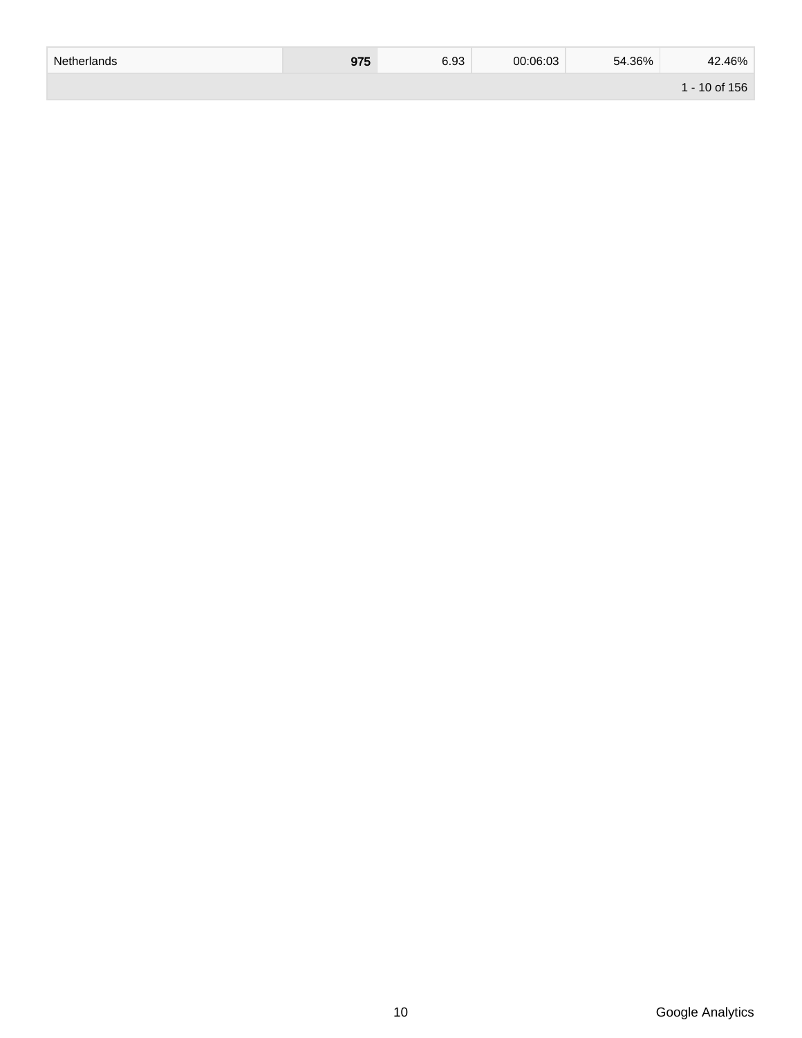| | | | | | |
|---|---|---|---|---|---|
| Netherlands | **975** | 6.93 | 00:06:03 | 54.36% | 42.46% |
| | | | | | 1 - 10 of 156 |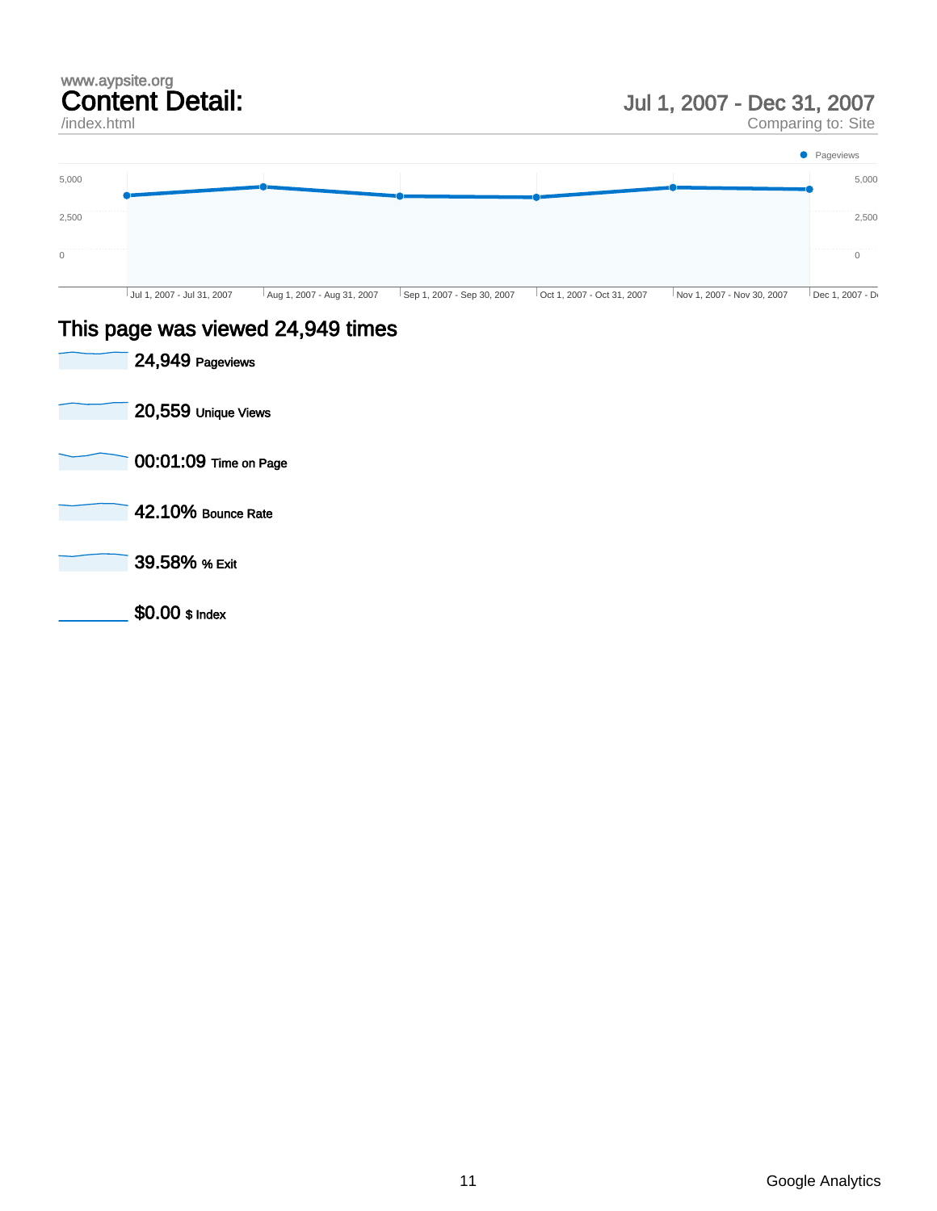www.aypsite.org

# Content Detail:

/index.html

Jul 1, 2007 - Dec 31, 2007

Comparing to: Site

Pageviews

5,000 | 2,500 | 0

Jul 1, 2007 - Jul 31, 2007 | Aug 1, 2007 - Aug 31, 2007 | Sep 1, 2007 - Sep 30, 2007 | Oct 1, 2007 - Oct 31, 2007 | Nov 1, 2007 - Nov 30, 2007 | Dec 1, 2007 - D

## This page was viewed 24,949 times

**24,949** Pageviews

**20,559** Unique Views

**00:01:09** Time on Page

**42.10%** Bounce Rate

**39.58%** % Exit

**$0.00** $ Index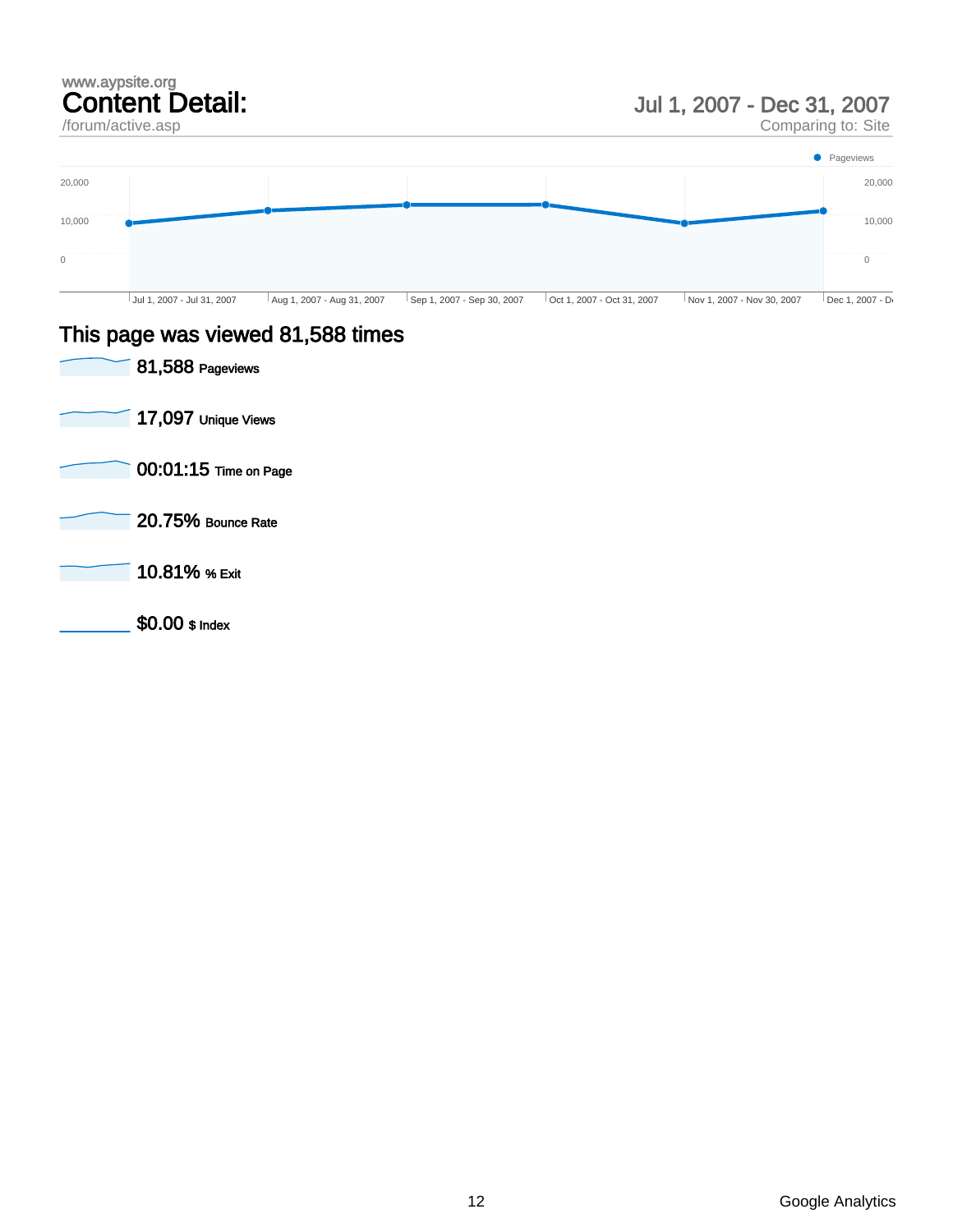www.aypsite.org

# Content Detail:

/forum/active.asp

## Jul 1, 2007 - Dec 31, 2007

Comparing to: Site

Pageviews

20,000 | 10,000 | 0

Jul 1, 2007 - Jul 31, 2007 | Aug 1, 2007 - Aug 31, 2007 | Sep 1, 2007 - Sep 30, 2007 | Oct 1, 2007 - Oct 31, 2007 | Nov 1, 2007 - Nov 30, 2007 | Dec 1, 2007 - D

## This page was viewed 81,588 times

**81,588** Pageviews

**17,097** Unique Views

**00:01:15** Time on Page

**20.75%** Bounce Rate

**10.81%** % Exit

**$0.00** $ Index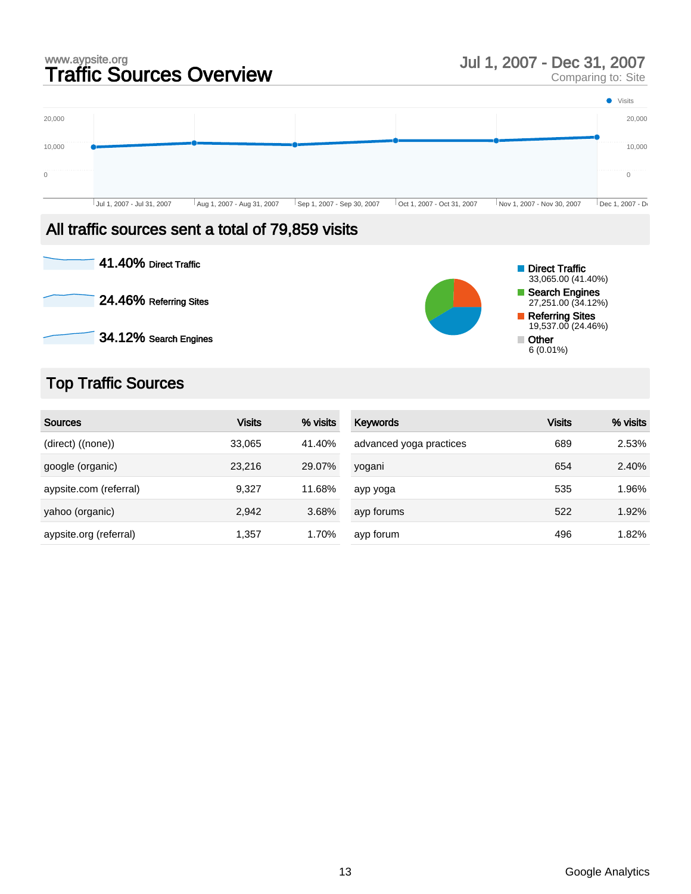www.aypsite.org

# Traffic Sources Overview

Jul 1, 2007 - Dec 31, 2007

Comparing to: Site

Visits

20,000

10,000

0

Jul 1, 2007 - Jul 31, 2007

Aug 1, 2007 - Aug 31, 2007

Sep 1, 2007 - Sep 30, 2007

Oct 1, 2007 - Oct 31, 2007

Nov 1, 2007 - Nov 30, 2007

Dec 1, 2007 - De

## All traffic sources sent a total of 79,859 visits

**41.40%** Direct Traffic

**24.46%** Referring Sites

**34.12%** Search Engines

Direct Traffic
33,065.00 (41.40%)

Search Engines
27,251.00 (34.12%)

Referring Sites
19,537.00 (24.46%)

Other
6 (0.01%)

## Top Traffic Sources

| Sources | Visits | % visits |
|---|---|---|
| (direct) ((none)) | 33,065 | 41.40% |
| google (organic) | 23,216 | 29.07% |
| aypsite.com (referral) | 9,327 | 11.68% |
| yahoo (organic) | 2,942 | 3.68% |
| aypsite.org (referral) | 1,357 | 1.70% |

| Keywords | Visits | % visits |
|---|---|---|
| advanced yoga practices | 689 | 2.53% |
| yogani | 654 | 2.40% |
| ayp yoga | 535 | 1.96% |
| ayp forums | 522 | 1.92% |
| ayp forum | 496 | 1.82% |